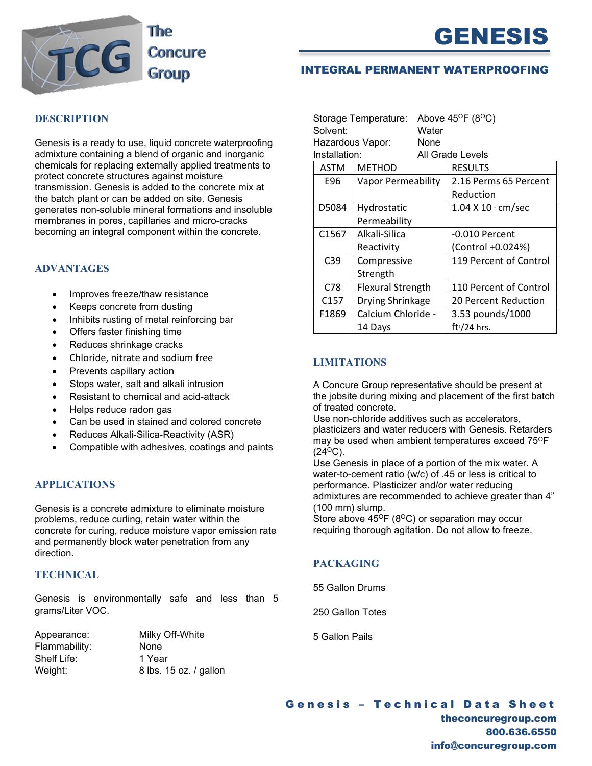The Concure Group

# GENESIS

## INTEGRAL PERMANENT WATERPROOFING

### DESCRIPTION

Genesis is a ready to use, liquid concrete waterproofing admixture containing a blend of organic and inorganic chemicals for replacing externally applied treatments to protect concrete structures against moisture transmission. Genesis is added to the concrete mix at the batch plant or can be added on site. Genesis generates non-soluble mineral formations and insoluble membranes in pores, capillaries and micro-cracks becoming an integral component within the concrete.

### ADVANTAGES

- Improves freeze/thaw resistance
- Keeps concrete from dusting
- Inhibits rusting of metal reinforcing bar
- Offers faster finishing time
- Reduces shrinkage cracks
- Chloride, nitrate and sodium free
- Prevents capillary action
- Stops water, salt and alkali intrusion
- Resistant to chemical and acid-attack
- Helps reduce radon gas
- Can be used in stained and colored concrete
- Reduces Alkali-Silica-Reactivity (ASR)
- Compatible with adhesives, coatings and paints

### APPLICATIONS

Genesis is a concrete admixture to eliminate moisture problems, reduce curling, retain water within the concrete for curing, reduce moisture vapor emission rate and permanently block water penetration from any direction.

### TECHNICAL

Genesis is environmentally safe and less than 5 grams/Liter VOC.

Appearance: Milky Off-White
Flammability: None
Shelf Life: 1 Year
Weight: 8 lbs. 15 oz. / gallon
Storage Temperature: Above 45$^{O}$F (8$^{O}$C)
Solvent: Water
Hazardous Vapor: None
Installation: All Grade Levels

| ASTM | METHOD | RESULTS |
|---|---|---|
| E96 | Vapor Permeability | 2.16 Perms 65 Percent Reduction |
| D5084 | Hydrostatic Permeability | 1.04 X $10^{-8}$ cm/sec |
| C1567 | Alkali-Silica Reactivity | -0.010 Percent (Control +0.024%) |
| C39 | Compressive Strength | 119 Percent of Control |
| C78 | Flexural Strength | 110 Percent of Control |
| C157 | Drying Shrinkage | 20 Percent Reduction |
| F1869 | Calcium Chloride - 14 Days | 3.53 pounds/1000 ft$^{2}$/24 hrs. |

### LIMITATIONS

A Concure Group representative should be present at the jobsite during mixing and placement of the first batch of treated concrete.
Use non-chloride additives such as accelerators, plasticizers and water reducers with Genesis. Retarders may be used when ambient temperatures exceed 75$^{O}$F (24$^{O}$C).
Use Genesis in place of a portion of the mix water. A water-to-cement ratio (w/c) of .45 or less is critical to performance. Plasticizer and/or water reducing admixtures are recommended to achieve greater than 4" (100 mm) slump.
Store above 45$^{O}$F (8$^{O}$C) or separation may occur requiring thorough agitation. Do not allow to freeze.

### PACKAGING

55 Gallon Drums

250 Gallon Totes

5 Gallon Pails

**Genesis – Technical Data Sheet**
**theconcuregroup.com**
**800.636.6550**
**info@concuregroup.com**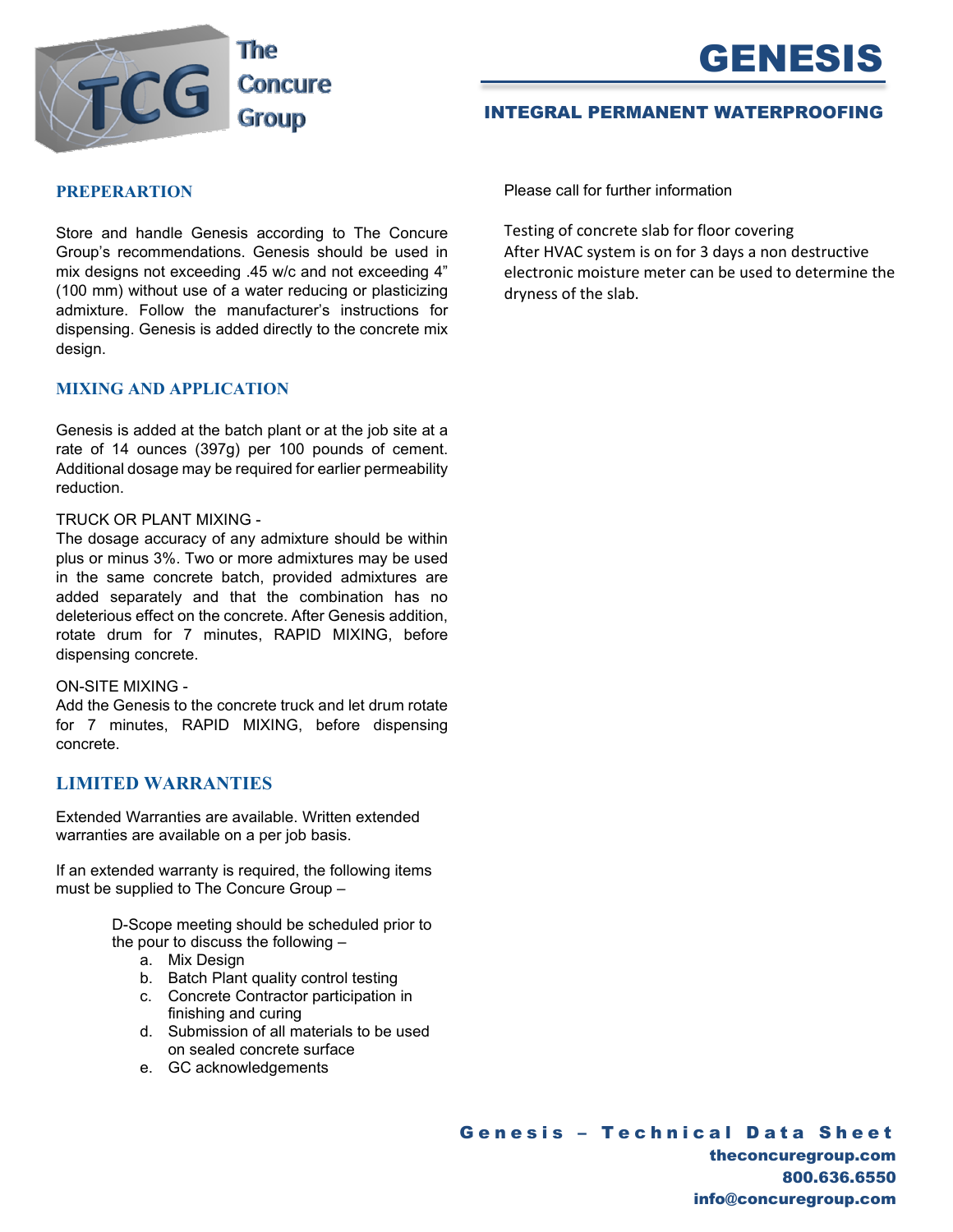# GENESIS

## INTEGRAL PERMANENT WATERPROOFING

### PREPERARTION

Store and handle Genesis according to The Concure Group's recommendations. Genesis should be used in mix designs not exceeding .45 w/c and not exceeding 4" (100 mm) without use of a water reducing or plasticizing admixture. Follow the manufacturer's instructions for dispensing. Genesis is added directly to the concrete mix design.

### MIXING AND APPLICATION

Genesis is added at the batch plant or at the job site at a rate of 14 ounces (397g) per 100 pounds of cement. Additional dosage may be required for earlier permeability reduction.

TRUCK OR PLANT MIXING -
The dosage accuracy of any admixture should be within plus or minus 3%. Two or more admixtures may be used in the same concrete batch, provided admixtures are added separately and that the combination has no deleterious effect on the concrete. After Genesis addition, rotate drum for 7 minutes, RAPID MIXING, before dispensing concrete.

ON-SITE MIXING -
Add the Genesis to the concrete truck and let drum rotate for 7 minutes, RAPID MIXING, before dispensing concrete.

### LIMITED WARRANTIES

Extended Warranties are available. Written extended warranties are available on a per job basis.

If an extended warranty is required, the following items must be supplied to The Concure Group –

D-Scope meeting should be scheduled prior to the pour to discuss the following –

a. Mix Design
b. Batch Plant quality control testing
c. Concrete Contractor participation in finishing and curing
d. Submission of all materials to be used on sealed concrete surface
e. GC acknowledgements

Please call for further information

Testing of concrete slab for floor covering
After HVAC system is on for 3 days a non destructive electronic moisture meter can be used to determine the dryness of the slab.

Genesis – Technical Data Sheet
theconcuregroup.com
800.636.6550
info@concuregroup.com